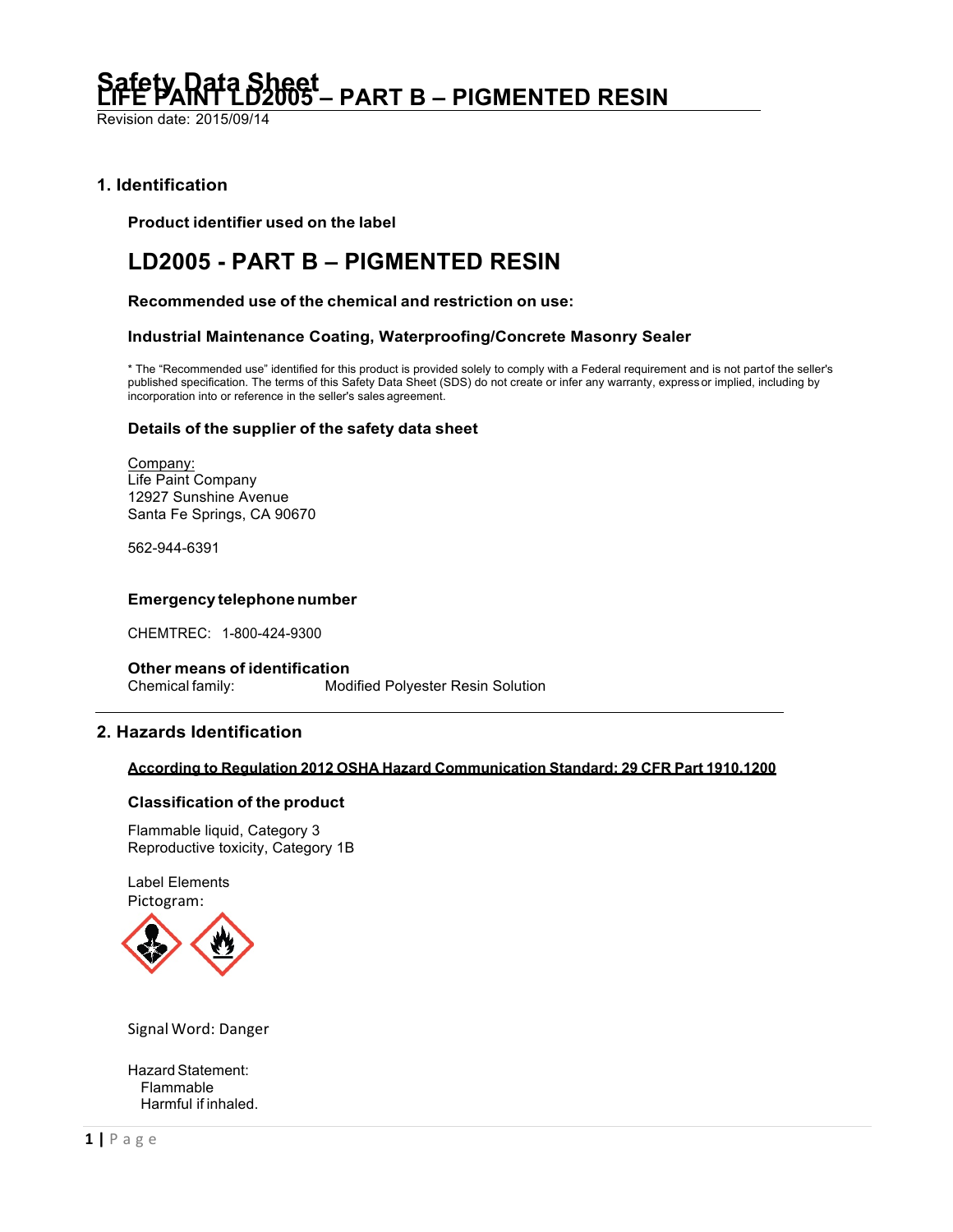# Safety Data Sheet
# LIFE PAINT LD2005 – PART B – PIGMENTED RESIN

Revision date: 2015/09/14

## 1. Identification

**Product identifier used on the label**

## LD2005 - PART B – PIGMENTED RESIN

**Recommended use of the chemical and restriction on use:**

**Industrial Maintenance Coating, Waterproofing/Concrete Masonry Sealer**

* The "Recommended use" identified for this product is provided solely to comply with a Federal requirement and is not part of the seller's published specification. The terms of this Safety Data Sheet (SDS) do not create or infer any warranty, express or implied, including by incorporation into or reference in the seller's sales agreement.

**Details of the supplier of the safety data sheet**

Company:
Life Paint Company
12927 Sunshine Avenue
Santa Fe Springs, CA 90670

562-944-6391

**Emergency telephone number**

CHEMTREC: 1-800-424-9300

**Other means of identification**
Chemical family: Modified Polyester Resin Solution

## 2. Hazards Identification

**According to Regulation 2012 OSHA Hazard Communication Standard: 29 CFR Part 1910.1200**

**Classification of the product**

Flammable liquid, Category 3
Reproductive toxicity, Category 1B

Label Elements
Pictogram:

Signal Word: Danger

Hazard Statement:
Flammable
Harmful if inhaled.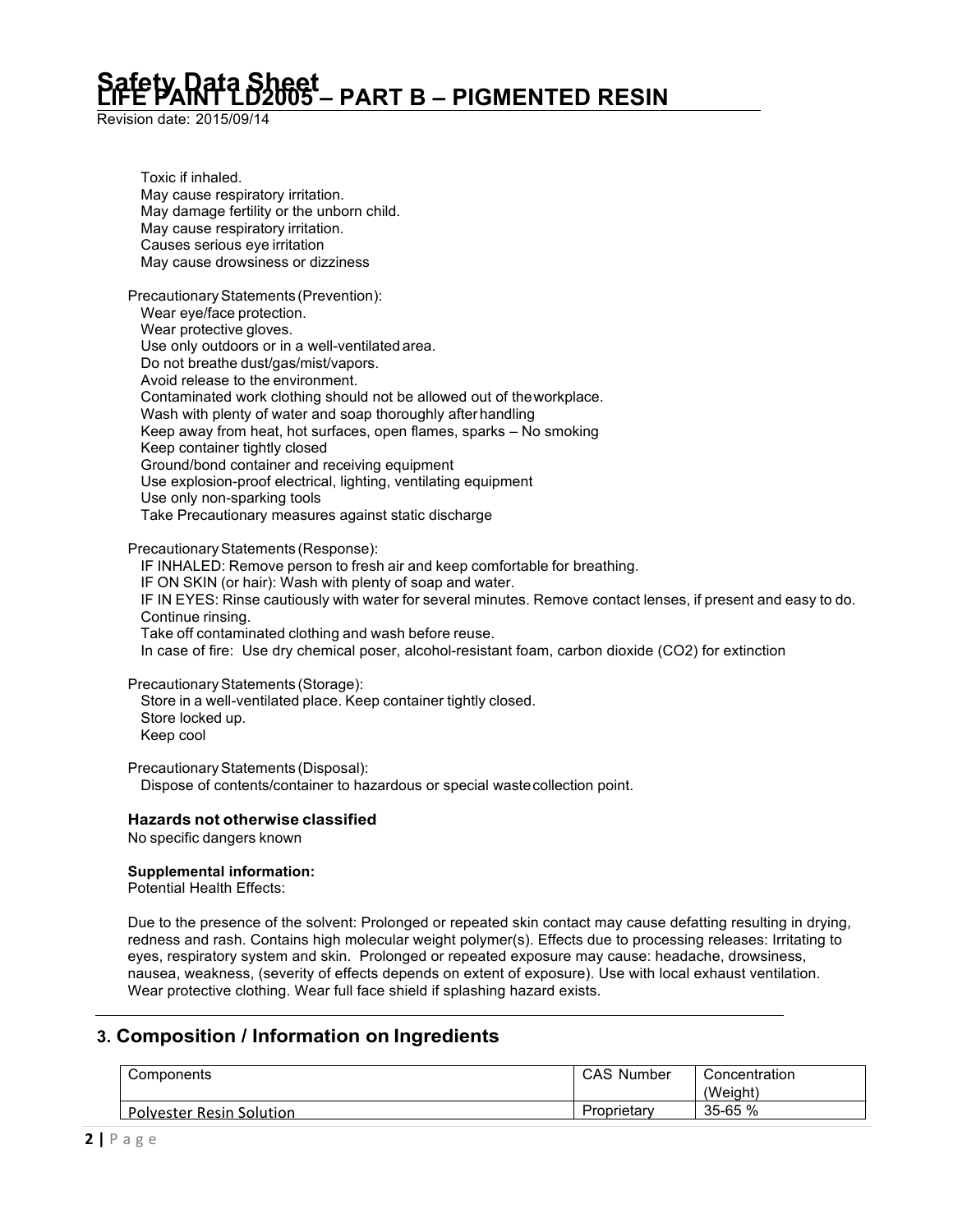Toxic if inhaled.
May cause respiratory irritation.
May damage fertility or the unborn child.
May cause respiratory irritation.
Causes serious eye irritation
May cause drowsiness or dizziness

Precautionary Statements (Prevention):
Wear eye/face protection.
Wear protective gloves.
Use only outdoors or in a well-ventilated area.
Do not breathe dust/gas/mist/vapors.
Avoid release to the environment.
Contaminated work clothing should not be allowed out of the workplace.
Wash with plenty of water and soap thoroughly after handling
Keep away from heat, hot surfaces, open flames, sparks – No smoking
Keep container tightly closed
Ground/bond container and receiving equipment
Use explosion-proof electrical, lighting, ventilating equipment
Use only non-sparking tools
Take Precautionary measures against static discharge

Precautionary Statements (Response):
IF INHALED: Remove person to fresh air and keep comfortable for breathing.
IF ON SKIN (or hair): Wash with plenty of soap and water.
IF IN EYES: Rinse cautiously with water for several minutes. Remove contact lenses, if present and easy to do. Continue rinsing.
Take off contaminated clothing and wash before reuse.
In case of fire: Use dry chemical poser, alcohol-resistant foam, carbon dioxide ($CO_2$) for extinction

Precautionary Statements (Storage):
Store in a well-ventilated place. Keep container tightly closed.
Store locked up.
Keep cool

Precautionary Statements (Disposal):
Dispose of contents/container to hazardous or special waste collection point.

**Hazards not otherwise classified**
No specific dangers known

**Supplemental information:**
Potential Health Effects:

Due to the presence of the solvent: Prolonged or repeated skin contact may cause defatting resulting in drying, redness and rash. Contains high molecular weight polymer(s). Effects due to processing releases: Irritating to eyes, respiratory system and skin. Prolonged or repeated exposure may cause: headache, drowsiness, nausea, weakness, (severity of effects depends on extent of exposure). Use with local exhaust ventilation. Wear protective clothing. Wear full face shield if splashing hazard exists.

## 3. Composition / Information on Ingredients

| Components | CAS Number | Concentration (Weight) |
|---|---|---|
| Polyester Resin Solution | Proprietary | 35-65 % |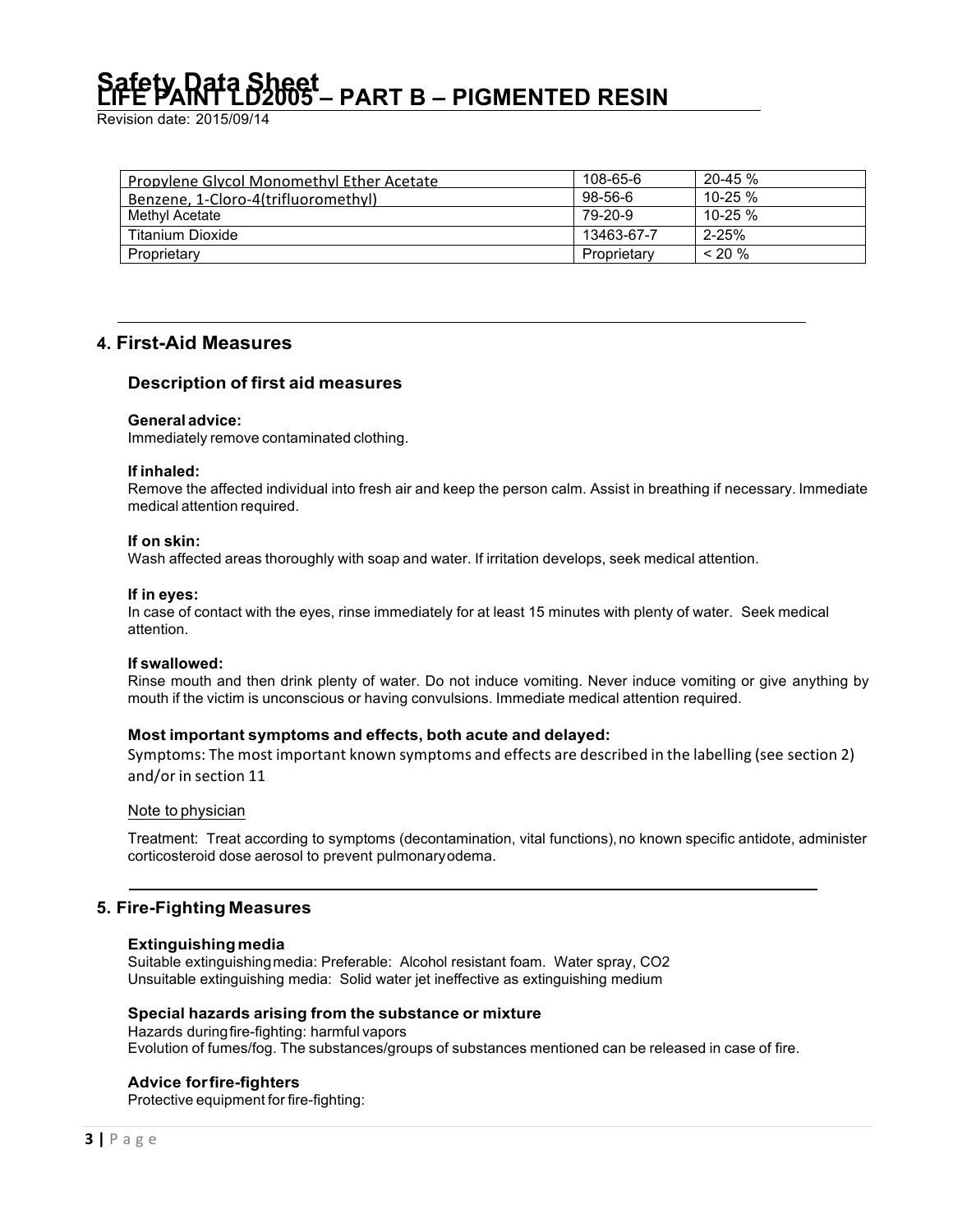| Propylene Glycol Monomethyl Ether Acetate | 108-65-6 | 20-45 % |
| --- | --- | --- |
| Benzene, 1-Cloro-4(trifluoromethyl) | 98-56-6 | 10-25 % |
| Methyl Acetate | 79-20-9 | 10-25 % |
| Titanium Dioxide | 13463-67-7 | 2-25% |
| Proprietary | Proprietary | < 20 % |

## 4. First-Aid Measures

### Description of first aid measures

**General advice:**
Immediately remove contaminated clothing.

**If inhaled:**
Remove the affected individual into fresh air and keep the person calm. Assist in breathing if necessary. Immediate medical attention required.

**If on skin:**
Wash affected areas thoroughly with soap and water. If irritation develops, seek medical attention.

**If in eyes:**
In case of contact with the eyes, rinse immediately for at least 15 minutes with plenty of water. Seek medical attention.

**If swallowed:**
Rinse mouth and then drink plenty of water. Do not induce vomiting. Never induce vomiting or give anything by mouth if the victim is unconscious or having convulsions. Immediate medical attention required.

### Most important symptoms and effects, both acute and delayed:

Symptoms: The most important known symptoms and effects are described in the labelling (see section 2) and/or in section 11

Note to physician

Treatment: Treat according to symptoms (decontamination, vital functions), no known specific antidote, administer corticosteroid dose aerosol to prevent pulmonary odema.

## 5. Fire-Fighting Measures

### Extinguishing media

Suitable extinguishing media: Preferable: Alcohol resistant foam. Water spray, $CO_2$
Unsuitable extinguishing media: Solid water jet ineffective as extinguishing medium

### Special hazards arising from the substance or mixture

Hazards during fire-fighting: harmful vapors
Evolution of fumes/fog. The substances/groups of substances mentioned can be released in case of fire.

### Advice for fire-fighters

Protective equipment for fire-fighting: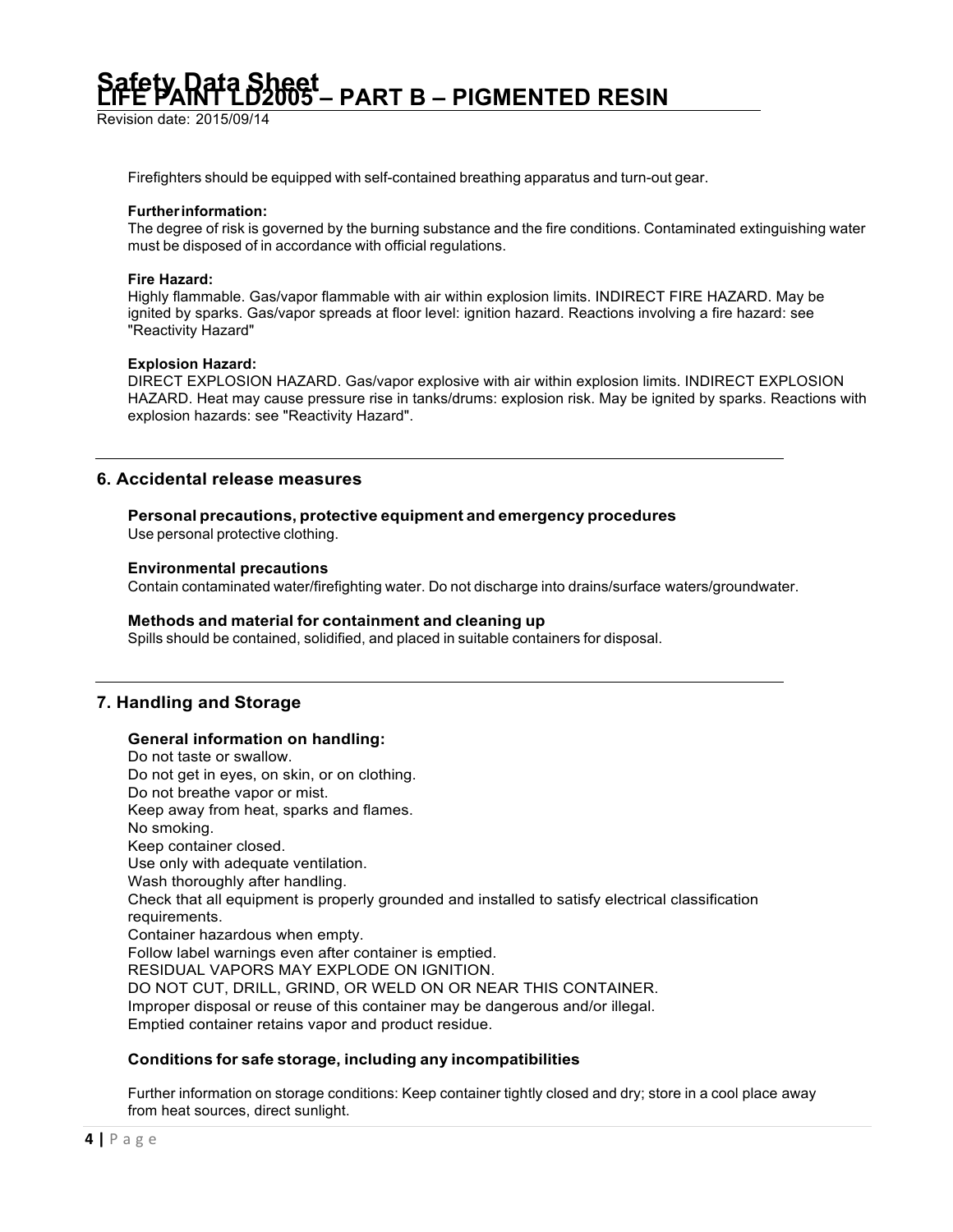Firefighters should be equipped with self-contained breathing apparatus and turn-out gear.

**Further information:**
The degree of risk is governed by the burning substance and the fire conditions. Contaminated extinguishing water must be disposed of in accordance with official regulations.

**Fire Hazard:**
Highly flammable. Gas/vapor flammable with air within explosion limits. INDIRECT FIRE HAZARD. May be ignited by sparks. Gas/vapor spreads at floor level: ignition hazard. Reactions involving a fire hazard: see "Reactivity Hazard"

**Explosion Hazard:**
DIRECT EXPLOSION HAZARD. Gas/vapor explosive with air within explosion limits. INDIRECT EXPLOSION HAZARD. Heat may cause pressure rise in tanks/drums: explosion risk. May be ignited by sparks. Reactions with explosion hazards: see "Reactivity Hazard".

## 6. Accidental release measures

### Personal precautions, protective equipment and emergency procedures
Use personal protective clothing.

### Environmental precautions
Contain contaminated water/firefighting water. Do not discharge into drains/surface waters/groundwater.

### Methods and material for containment and cleaning up
Spills should be contained, solidified, and placed in suitable containers for disposal.

## 7. Handling and Storage

### General information on handling:
Do not taste or swallow.
Do not get in eyes, on skin, or on clothing.
Do not breathe vapor or mist.
Keep away from heat, sparks and flames.
No smoking.
Keep container closed.
Use only with adequate ventilation.
Wash thoroughly after handling.
Check that all equipment is properly grounded and installed to satisfy electrical classification requirements.
Container hazardous when empty.
Follow label warnings even after container is emptied.
RESIDUAL VAPORS MAY EXPLODE ON IGNITION.
DO NOT CUT, DRILL, GRIND, OR WELD ON OR NEAR THIS CONTAINER.
Improper disposal or reuse of this container may be dangerous and/or illegal.
Emptied container retains vapor and product residue.

### Conditions for safe storage, including any incompatibilities

Further information on storage conditions: Keep container tightly closed and dry; store in a cool place away from heat sources, direct sunlight.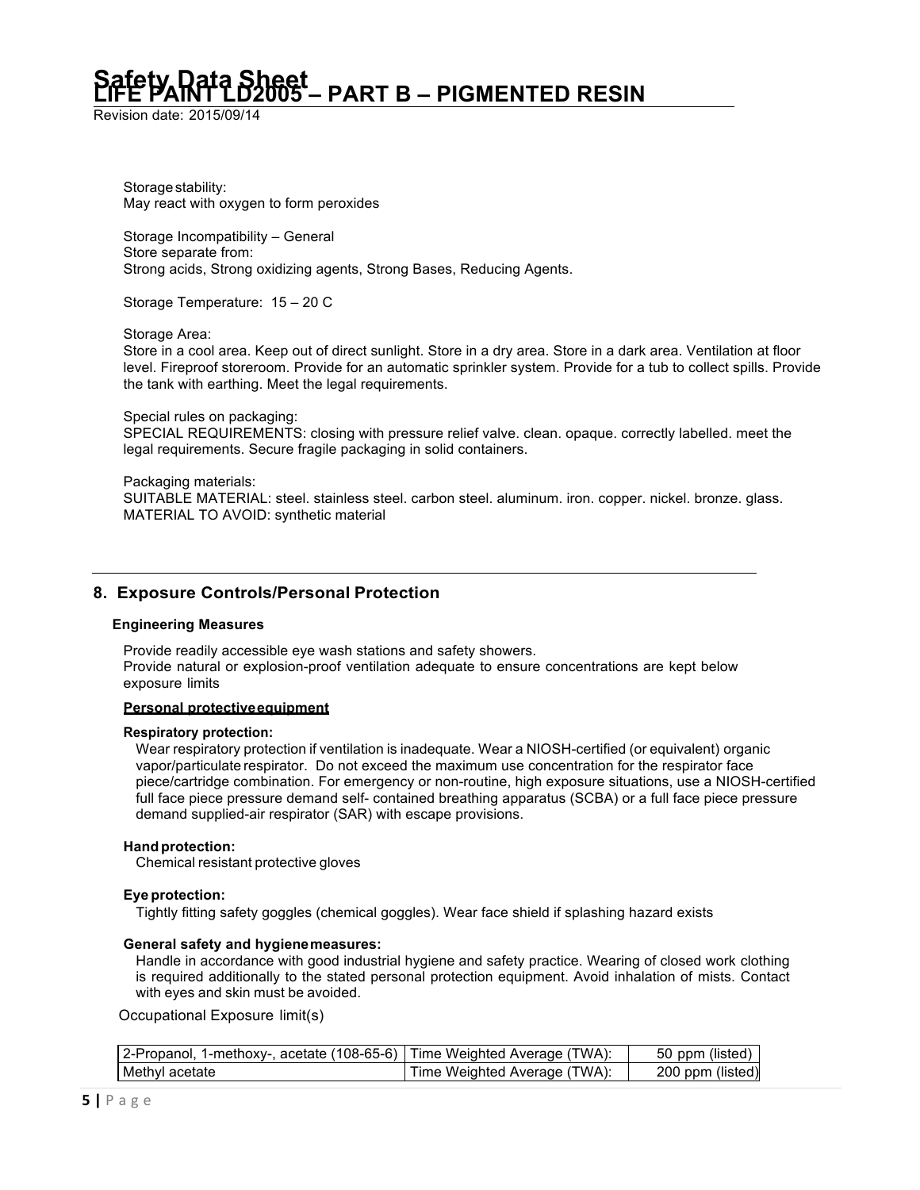Storage stability:
May react with oxygen to form peroxides

Storage Incompatibility – General
Store separate from:
Strong acids, Strong oxidizing agents, Strong Bases, Reducing Agents.

Storage Temperature: 15 – 20 C

Storage Area:
Store in a cool area. Keep out of direct sunlight. Store in a dry area. Store in a dark area. Ventilation at floor level. Fireproof storeroom. Provide for an automatic sprinkler system. Provide for a tub to collect spills. Provide the tank with earthing. Meet the legal requirements.

Special rules on packaging:
SPECIAL REQUIREMENTS: closing with pressure relief valve. clean. opaque. correctly labelled. meet the legal requirements. Secure fragile packaging in solid containers.

Packaging materials:
SUITABLE MATERIAL: steel. stainless steel. carbon steel. aluminum. iron. copper. nickel. bronze. glass.
MATERIAL TO AVOID: synthetic material

## 8. Exposure Controls/Personal Protection

**Engineering Measures**

Provide readily accessible eye wash stations and safety showers.
Provide natural or explosion-proof ventilation adequate to ensure concentrations are kept below exposure limits

**Personal protective equipment**

**Respiratory protection:**
Wear respiratory protection if ventilation is inadequate. Wear a NIOSH-certified (or equivalent) organic vapor/particulate respirator. Do not exceed the maximum use concentration for the respirator face piece/cartridge combination. For emergency or non-routine, high exposure situations, use a NIOSH-certified full face piece pressure demand self- contained breathing apparatus (SCBA) or a full face piece pressure demand supplied-air respirator (SAR) with escape provisions.

**Hand protection:**
Chemical resistant protective gloves

**Eye protection:**
Tightly fitting safety goggles (chemical goggles). Wear face shield if splashing hazard exists

**General safety and hygiene measures:**
Handle in accordance with good industrial hygiene and safety practice. Wearing of closed work clothing is required additionally to the stated personal protection equipment. Avoid inhalation of mists. Contact with eyes and skin must be avoided.

Occupational Exposure limit(s)

| | | |
|---|---|---|
| 2-Propanol, 1-methoxy-, acetate (108-65-6) | Time Weighted Average (TWA): | 50 ppm (listed) |
| Methyl acetate | Time Weighted Average (TWA): | 200 ppm (listed) |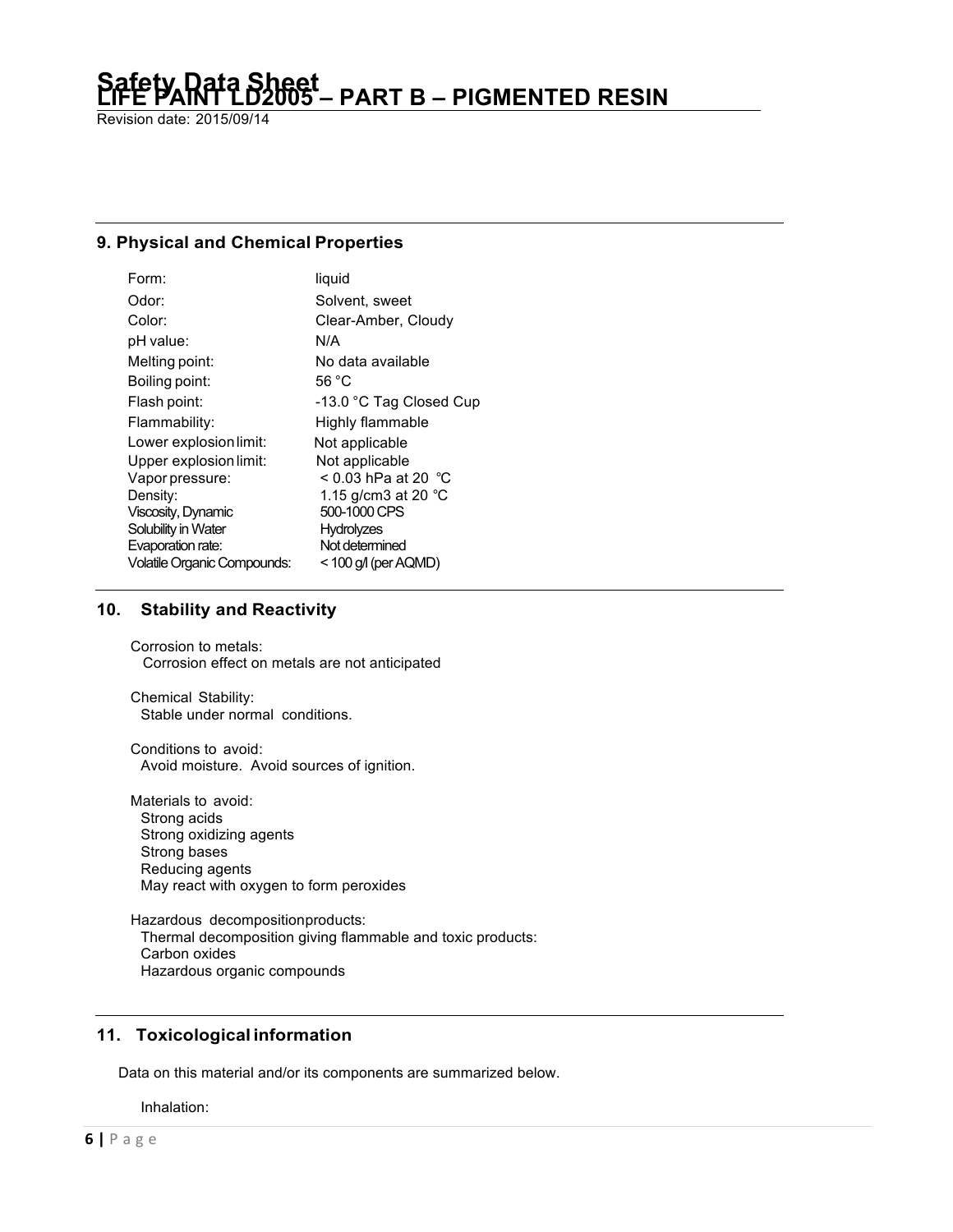## 9. Physical and Chemical Properties

| | |
|---|---|
| Form: | liquid |
| Odor: | Solvent, sweet |
| Color: | Clear-Amber, Cloudy |
| pH value: | N/A |
| Melting point: | No data available |
| Boiling point: | 56 °C |
| Flash point: | -13.0 °C Tag Closed Cup |
| Flammability: | Highly flammable |
| Lower explosion limit: | Not applicable |
| Upper explosion limit: | Not applicable |
| Vapor pressure: | < 0.03 hPa at 20 °C |
| Density: | 1.15 g/cm3 at 20 °C |
| Viscosity, Dynamic | 500-1000 CPS |
| Solubility in Water | Hydrolyzes |
| Evaporation rate: | Not determined |
| Volatile Organic Compounds: | < 100 g/l (per AQMD) |

## 10. Stability and Reactivity

Corrosion to metals:
Corrosion effect on metals are not anticipated

Chemical Stability:
Stable under normal conditions.

Conditions to avoid:
Avoid moisture. Avoid sources of ignition.

Materials to avoid:
- Strong acids
- Strong oxidizing agents
- Strong bases
- Reducing agents
- May react with oxygen to form peroxides

Hazardous decomposition products:
Thermal decomposition giving flammable and toxic products:
- Carbon oxides
- Hazardous organic compounds

## 11. Toxicological information

Data on this material and/or its components are summarized below.

Inhalation: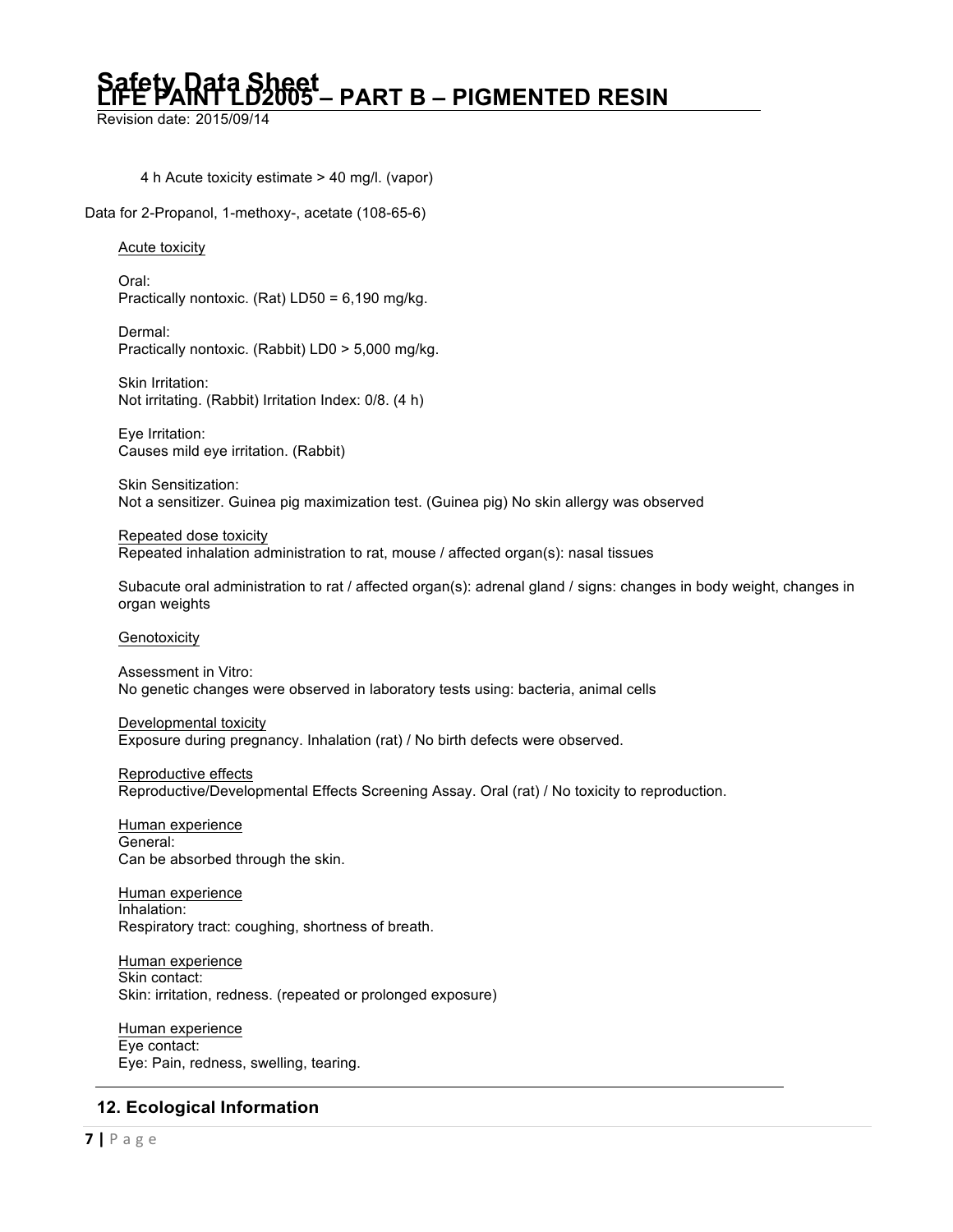4 h Acute toxicity estimate > 40 mg/l. (vapor)

Data for 2-Propanol, 1-methoxy-, acetate (108-65-6)

Acute toxicity

Oral:
Practically nontoxic. (Rat) LD50 = 6,190 mg/kg.

Dermal:
Practically nontoxic. (Rabbit) LD0 > 5,000 mg/kg.

Skin Irritation:
Not irritating. (Rabbit) Irritation Index: 0/8. (4 h)

Eye Irritation:
Causes mild eye irritation. (Rabbit)

Skin Sensitization:
Not a sensitizer. Guinea pig maximization test. (Guinea pig) No skin allergy was observed

Repeated dose toxicity
Repeated inhalation administration to rat, mouse / affected organ(s): nasal tissues

Subacute oral administration to rat / affected organ(s): adrenal gland / signs: changes in body weight, changes in organ weights

Genotoxicity

Assessment in Vitro:
No genetic changes were observed in laboratory tests using: bacteria, animal cells

Developmental toxicity
Exposure during pregnancy. Inhalation (rat) / No birth defects were observed.

Reproductive effects
Reproductive/Developmental Effects Screening Assay. Oral (rat) / No toxicity to reproduction.

Human experience
General:
Can be absorbed through the skin.

Human experience
Inhalation:
Respiratory tract: coughing, shortness of breath.

Human experience
Skin contact:
Skin: irritation, redness. (repeated or prolonged exposure)

Human experience
Eye contact:
Eye: Pain, redness, swelling, tearing.

## 12. Ecological Information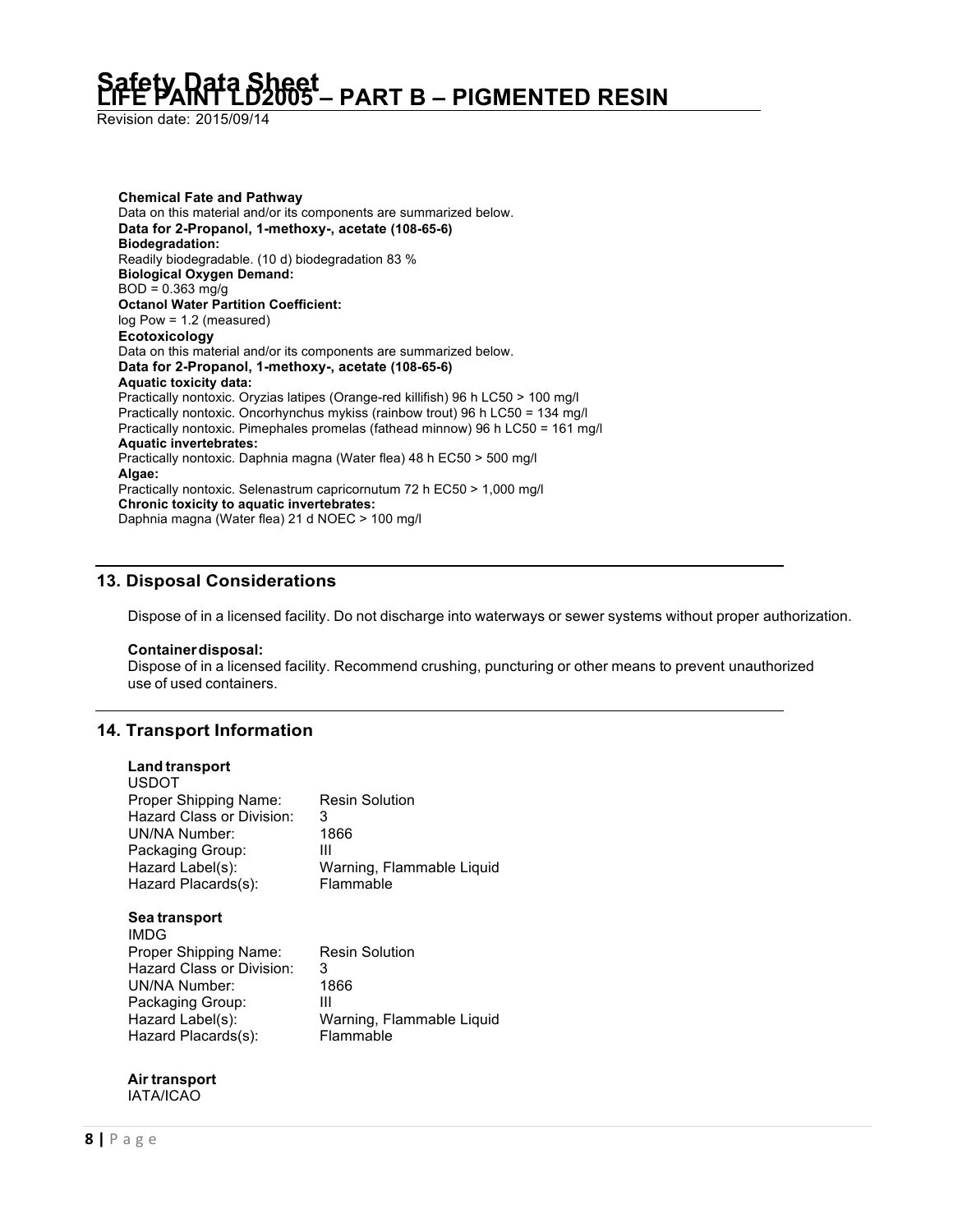**Chemical Fate and Pathway**
Data on this material and/or its components are summarized below.
**Data for 2-Propanol, 1-methoxy-, acetate (108-65-6)**
**Biodegradation:**
Readily biodegradable. (10 d) biodegradation 83 %
**Biological Oxygen Demand:**
BOD = 0.363 mg/g
**Octanol Water Partition Coefficient:**
log Pow = 1.2 (measured)
**Ecotoxicology**
Data on this material and/or its components are summarized below.
**Data for 2-Propanol, 1-methoxy-, acetate (108-65-6)**
**Aquatic toxicity data:**
Practically nontoxic. Oryzias latipes (Orange-red killifish) 96 h LC50 > 100 mg/l
Practically nontoxic. Oncorhynchus mykiss (rainbow trout) 96 h LC50 = 134 mg/l
Practically nontoxic. Pimephales promelas (fathead minnow) 96 h LC50 = 161 mg/l
**Aquatic invertebrates:**
Practically nontoxic. Daphnia magna (Water flea) 48 h EC50 > 500 mg/l
**Algae:**
Practically nontoxic. Selenastrum capricornutum 72 h EC50 > 1,000 mg/l
**Chronic toxicity to aquatic invertebrates:**
Daphnia magna (Water flea) 21 d NOEC > 100 mg/l

## 13. Disposal Considerations

Dispose of in a licensed facility. Do not discharge into waterways or sewer systems without proper authorization.

**Container disposal:**
Dispose of in a licensed facility. Recommend crushing, puncturing or other means to prevent unauthorized use of used containers.

## 14. Transport Information

**Land transport**
USDOT

| | |
|---|---|
| Proper Shipping Name: | Resin Solution |
| Hazard Class or Division: | 3 |
| UN/NA Number: | 1866 |
| Packaging Group: | III |
| Hazard Label(s): | Warning, Flammable Liquid |
| Hazard Placards(s): | Flammable |

**Sea transport**
IMDG

| | |
|---|---|
| Proper Shipping Name: | Resin Solution |
| Hazard Class or Division: | 3 |
| UN/NA Number: | 1866 |
| Packaging Group: | III |
| Hazard Label(s): | Warning, Flammable Liquid |
| Hazard Placards(s): | Flammable |

**Air transport**
IATA/ICAO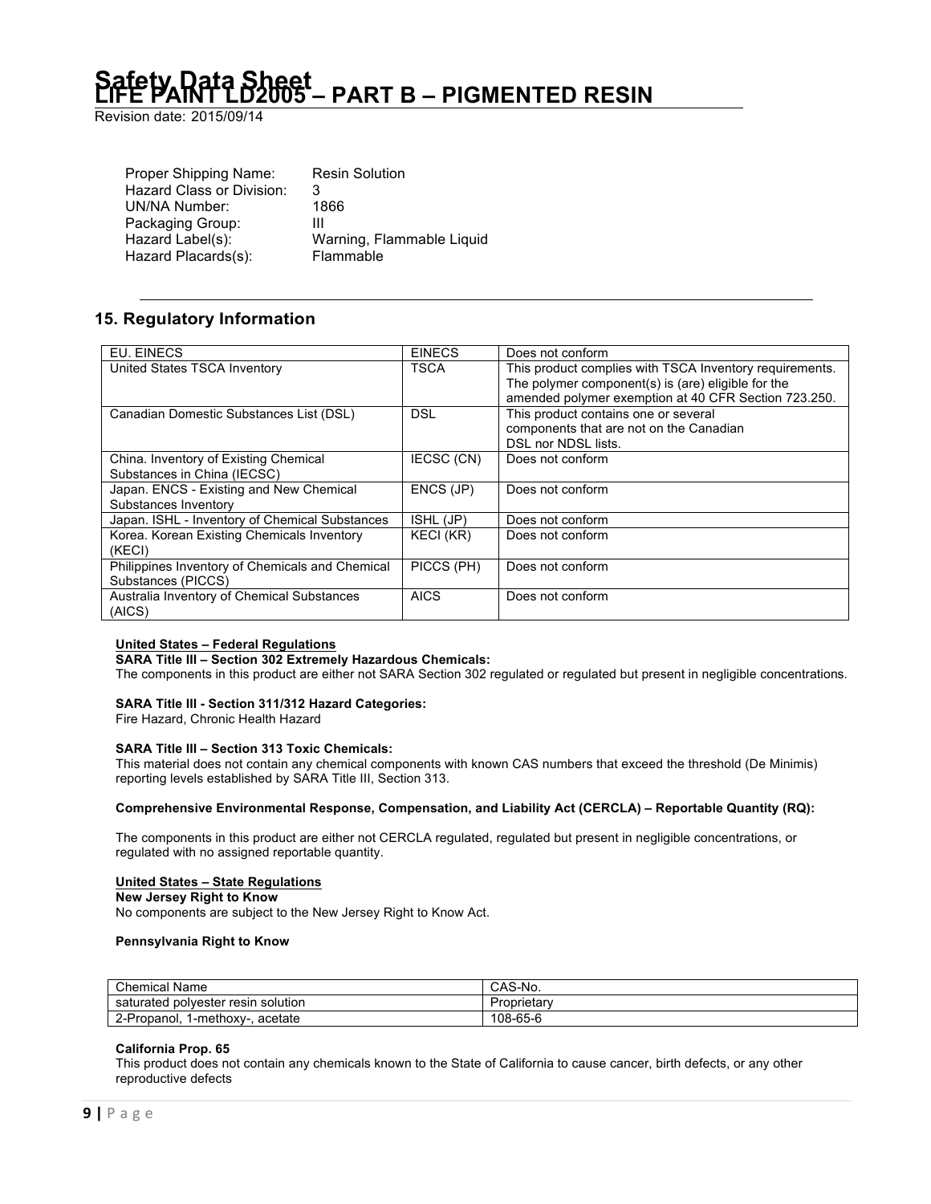Proper Shipping Name: Resin Solution
Hazard Class or Division: 3
UN/NA Number: 1866
Packaging Group: III
Hazard Label(s): Warning, Flammable Liquid
Hazard Placards(s): Flammable

## 15. Regulatory Information

| | | |
|---|---|---|
| EU. EINECS | EINECS | Does not conform |
| United States TSCA Inventory | TSCA | This product complies with TSCA Inventory requirements. The polymer component(s) is (are) eligible for the amended polymer exemption at 40 CFR Section 723.250. |
| Canadian Domestic Substances List (DSL) | DSL | This product contains one or several components that are not on the Canadian DSL nor NDSL lists. |
| China. Inventory of Existing Chemical Substances in China (IECSC) | IECSC (CN) | Does not conform |
| Japan. ENCS - Existing and New Chemical Substances Inventory | ENCS (JP) | Does not conform |
| Japan. ISHL - Inventory of Chemical Substances | ISHL (JP) | Does not conform |
| Korea. Korean Existing Chemicals Inventory (KECI) | KECI (KR) | Does not conform |
| Philippines Inventory of Chemicals and Chemical Substances (PICCS) | PICCS (PH) | Does not conform |
| Australia Inventory of Chemical Substances (AICS) | AICS | Does not conform |

**United States – Federal Regulations**

**SARA Title III – Section 302 Extremely Hazardous Chemicals:**
The components in this product are either not SARA Section 302 regulated or regulated but present in negligible concentrations.

**SARA Title III - Section 311/312 Hazard Categories:**
Fire Hazard, Chronic Health Hazard

**SARA Title III – Section 313 Toxic Chemicals:**
This material does not contain any chemical components with known CAS numbers that exceed the threshold (De Minimis) reporting levels established by SARA Title III, Section 313.

**Comprehensive Environmental Response, Compensation, and Liability Act (CERCLA) – Reportable Quantity (RQ):**

The components in this product are either not CERCLA regulated, regulated but present in negligible concentrations, or regulated with no assigned reportable quantity.

**United States – State Regulations**

**New Jersey Right to Know**
No components are subject to the New Jersey Right to Know Act.

**Pennsylvania Right to Know**

| Chemical Name | CAS-No. |
|---|---|
| saturated polyester resin solution | Proprietary |
| 2-Propanol, 1-methoxy-, acetate | 108-65-6 |

**California Prop. 65**
This product does not contain any chemicals known to the State of California to cause cancer, birth defects, or any other reproductive defects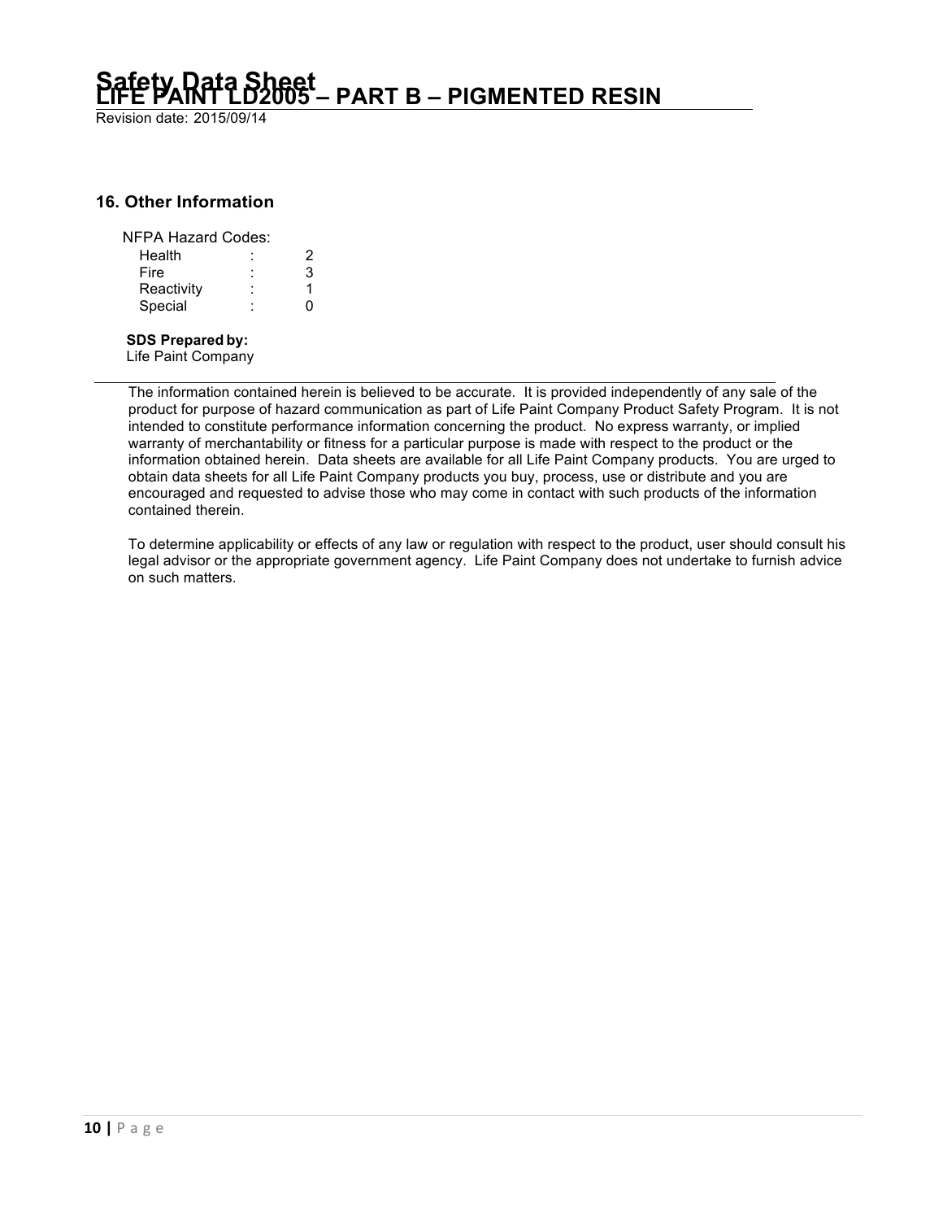## 16. Other Information

NFPA Hazard Codes:

| | | |
|---|---|---|
| Health | : | 2 |
| Fire | : | 3 |
| Reactivity | : | 1 |
| Special | : | 0 |

**SDS Prepared by:**
Life Paint Company

---

The information contained herein is believed to be accurate. It is provided independently of any sale of the product for purpose of hazard communication as part of Life Paint Company Product Safety Program. It is not intended to constitute performance information concerning the product. No express warranty, or implied warranty of merchantability or fitness for a particular purpose is made with respect to the product or the information obtained herein. Data sheets are available for all Life Paint Company products. You are urged to obtain data sheets for all Life Paint Company products you buy, process, use or distribute and you are encouraged and requested to advise those who may come in contact with such products of the information contained therein.

To determine applicability or effects of any law or regulation with respect to the product, user should consult his legal advisor or the appropriate government agency. Life Paint Company does not undertake to furnish advice on such matters.